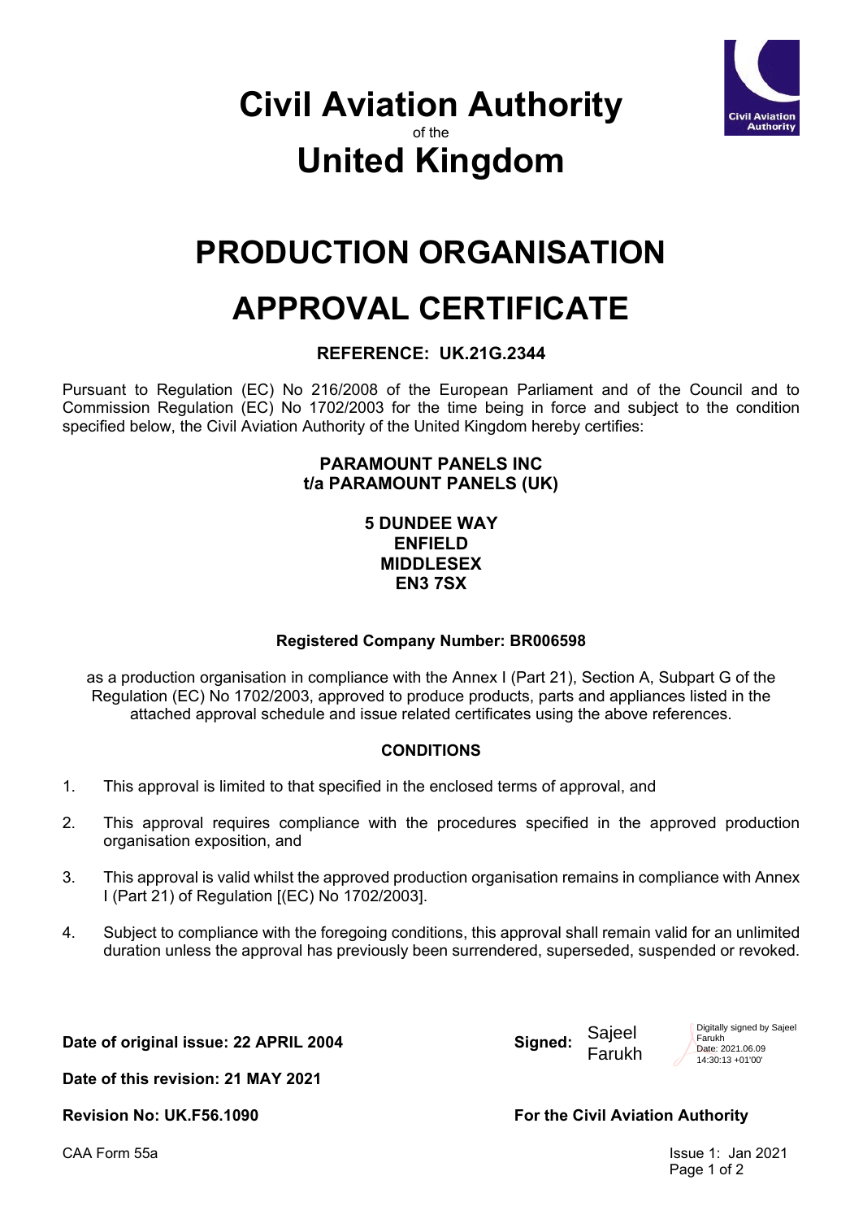# Civil Aviation Authority

of the

# United Kingdom

# PRODUCTION ORGANISATION APPROVAL CERTIFICATE

### REFERENCE: UK.21G.2344

Pursuant to Regulation (EC) No 216/2008 of the European Parliament and of the Council and to Commission Regulation (EC) No 1702/2003 for the time being in force and subject to the condition specified below, the Civil Aviation Authority of the United Kingdom hereby certifies:

**PARAMOUNT PANELS INC**
**t/a PARAMOUNT PANELS (UK)**

**5 DUNDEE WAY**
**ENFIELD**
**MIDDLESEX**
**EN3 7SX**

**Registered Company Number: BR006598**

as a production organisation in compliance with the Annex I (Part 21), Section A, Subpart G of the Regulation (EC) No 1702/2003, approved to produce products, parts and appliances listed in the attached approval schedule and issue related certificates using the above references.

**CONDITIONS**

1. This approval is limited to that specified in the enclosed terms of approval, and
2. This approval requires compliance with the procedures specified in the approved production organisation exposition, and
3. This approval is valid whilst the approved production organisation remains in compliance with Annex I (Part 21) of Regulation [(EC) No 1702/2003].
4. Subject to compliance with the foregoing conditions, this approval shall remain valid for an unlimited duration unless the approval has previously been surrendered, superseded, suspended or revoked.

**Date of original issue: 22 APRIL 2004**

**Date of this revision: 21 MAY 2021**

**Revision No: UK.F56.1090**

**Signed:** Sajeel Farukh

Digitally signed by Sajeel Farukh
Date: 2021.06.09 14:30:13 +01'00'

**For the Civil Aviation Authority**

CAA Form 55a

Issue 1: Jan 2021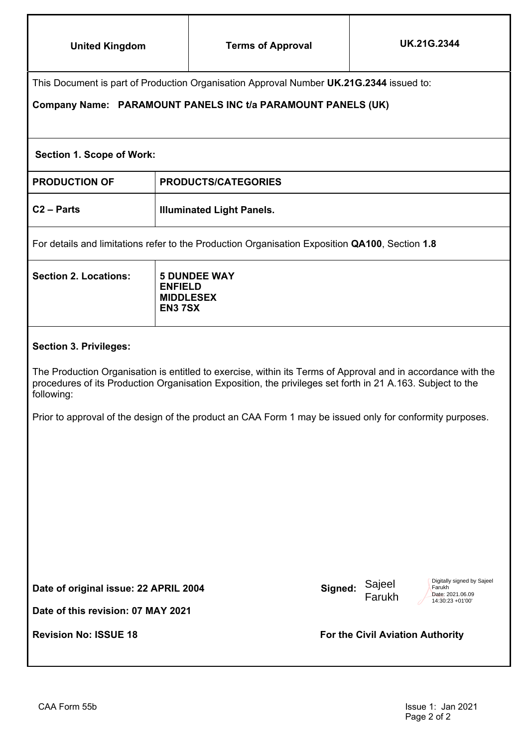| United Kingdom | Terms of Approval | UK.21G.2344 |
|---|---|---|

This Document is part of Production Organisation Approval Number **UK.21G.2344** issued to:

**Company Name: PARAMOUNT PANELS INC t/a PARAMOUNT PANELS (UK)**

**Section 1. Scope of Work:**

| PRODUCTION OF | PRODUCTS/CATEGORIES |
|---|---|
| C2 – Parts | Illuminated Light Panels. |

For details and limitations refer to the Production Organisation Exposition **QA100**, Section **1.8**

| **Section 2. Locations:** | **5 DUNDEE WAY<br>ENFIELD<br>MIDDLESEX<br>EN3 7SX** |
|---|---|

**Section 3. Privileges:**

The Production Organisation is entitled to exercise, within its Terms of Approval and in accordance with the procedures of its Production Organisation Exposition, the privileges set forth in 21 A.163. Subject to the following:

Prior to approval of the design of the product an CAA Form 1 may be issued only for conformity purposes.

**Date of original issue: 22 APRIL 2004**

**Date of this revision: 07 MAY 2021**

**Revision No: ISSUE 18**

**Signed:** Sajeel Farukh

Digitally signed by Sajeel Farukh
Date: 2021.06.09 14:30:23 +01'00'

**For the Civil Aviation Authority**

CAA Form 55b

Issue 1: Jan 2021